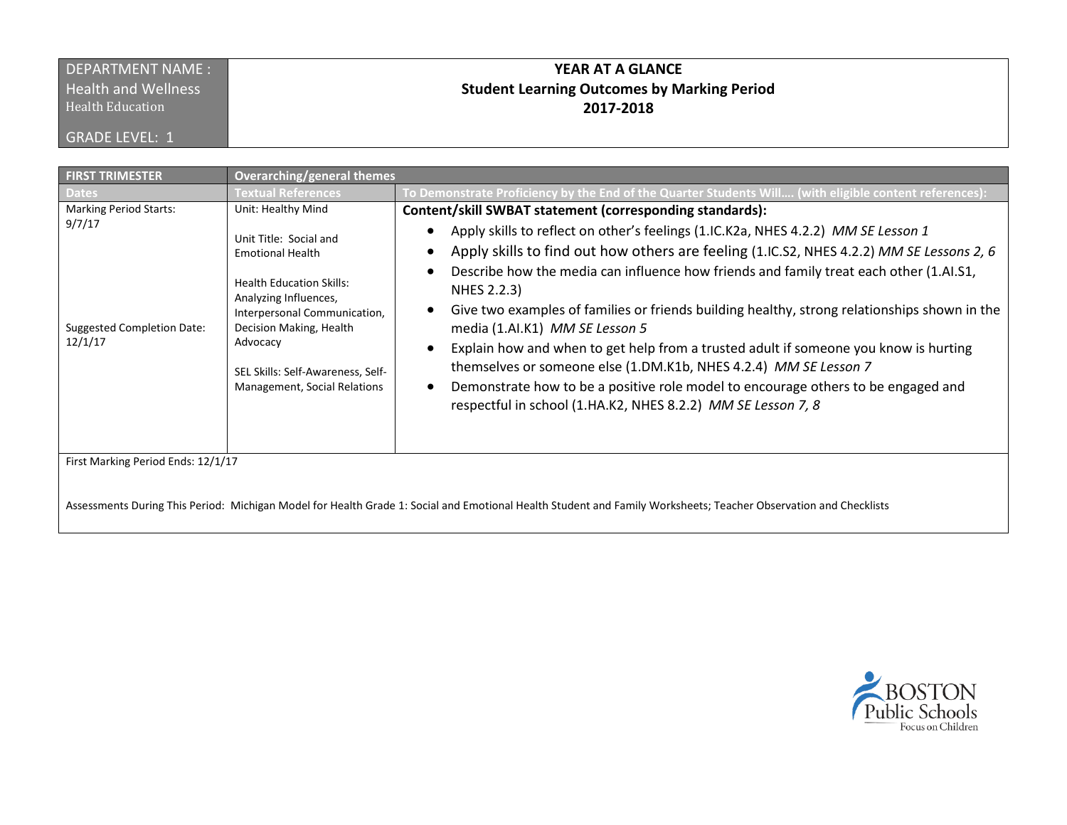| DEPARTMENT NAME : Health and Wellness Health Education GRADE LEVEL: 1 | **YEAR AT A GLANCE** **Student Learning Outcomes by Marking Period** **2017-2018** |
|---|---|

| **FIRST TRIMESTER** | **Overarching/general themes** | |
|---|---|---|
| **Dates** | **Textual References** | **To Demonstrate Proficiency by the End of the Quarter Students Will…. (with eligible content references):** |
| Marking Period Starts: 9/7/17<br><br>Suggested Completion Date: 12/1/17 | Unit: Healthy Mind<br><br>Unit Title: Social and Emotional Health<br><br>Health Education Skills: Analyzing Influences, Interpersonal Communication, Decision Making, Health Advocacy<br><br>SEL Skills: Self-Awareness, Self-Management, Social Relations | **Content/skill SWBAT statement (corresponding standards):**<br>• Apply skills to reflect on other's feelings (1.IC.K2a, NHES 4.2.2) *MM SE Lesson 1*<br>• Apply skills to find out how others are feeling (1.IC.S2, NHES 4.2.2) *MM SE Lessons 2, 6*<br>• Describe how the media can influence how friends and family treat each other (1.AI.S1, NHES 2.2.3)<br>• Give two examples of families or friends building healthy, strong relationships shown in the media (1.AI.K1) *MM SE Lesson 5*<br>• Explain how and when to get help from a trusted adult if someone you know is hurting themselves or someone else (1.DM.K1b, NHES 4.2.4) *MM SE Lesson 7*<br>• Demonstrate how to be a positive role model to encourage others to be engaged and respectful in school (1.HA.K2, NHES 8.2.2) *MM SE Lesson 7, 8* |

First Marking Period Ends: 12/1/17

Assessments During This Period: Michigan Model for Health Grade 1: Social and Emotional Health Student and Family Worksheets; Teacher Observation and Checklists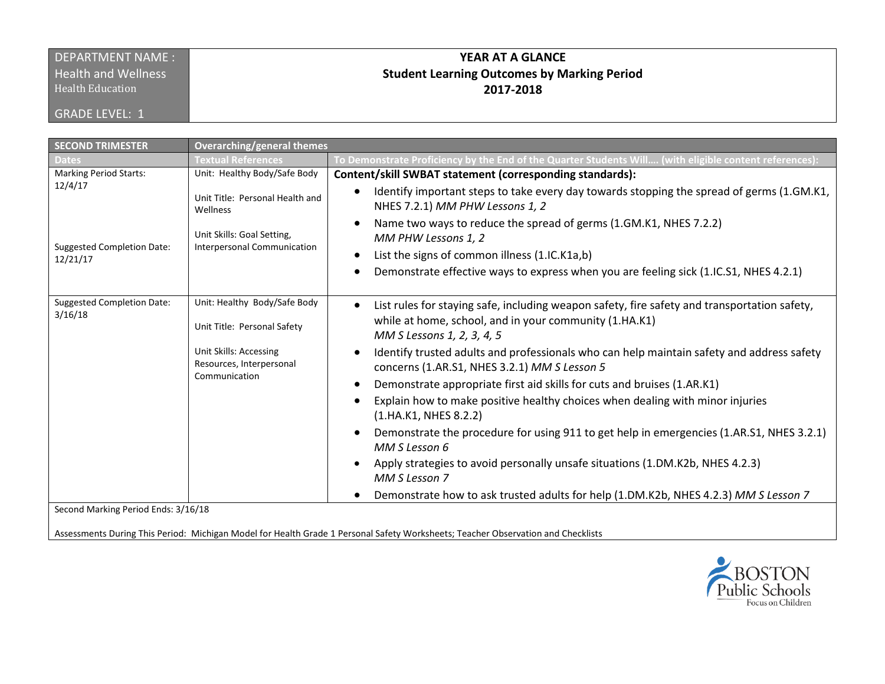| DEPARTMENT NAME : Health and Wellness Health Education GRADE LEVEL: 1 | YEAR AT A GLANCE **Student Learning Outcomes by Marking Period** **2017-2018** |
|---|---|

| SECOND TRIMESTER | Overarching/general themes | |
|---|---|---|
| Dates | Textual References | To Demonstrate Proficiency by the End of the Quarter Students Will…. (with eligible content references): |
| Marking Period Starts: 12/4/17<br><br>Suggested Completion Date: 12/21/17 | Unit: Healthy Body/Safe Body<br><br>Unit Title: Personal Health and Wellness<br><br>Unit Skills: Goal Setting, Interpersonal Communication | **Content/skill SWBAT statement (corresponding standards):**<br>• Identify important steps to take every day towards stopping the spread of germs (1.GM.K1, NHES 7.2.1) *MM PHW Lessons 1, 2*<br>• Name two ways to reduce the spread of germs (1.GM.K1, NHES 7.2.2) *MM PHW Lessons 1, 2*<br>• List the signs of common illness (1.IC.K1a,b)<br>• Demonstrate effective ways to express when you are feeling sick (1.IC.S1, NHES 4.2.1) |
| Suggested Completion Date: 3/16/18 | Unit: Healthy Body/Safe Body<br><br>Unit Title: Personal Safety<br><br>Unit Skills: Accessing Resources, Interpersonal Communication | • List rules for staying safe, including weapon safety, fire safety and transportation safety, while at home, school, and in your community (1.HA.K1) *MM S Lessons 1, 2, 3, 4, 5*<br>• Identify trusted adults and professionals who can help maintain safety and address safety concerns (1.AR.S1, NHES 3.2.1) *MM S Lesson 5*<br>• Demonstrate appropriate first aid skills for cuts and bruises (1.AR.K1)<br>• Explain how to make positive healthy choices when dealing with minor injuries (1.HA.K1, NHES 8.2.2)<br>• Demonstrate the procedure for using 911 to get help in emergencies (1.AR.S1, NHES 3.2.1) *MM S Lesson 6*<br>• Apply strategies to avoid personally unsafe situations (1.DM.K2b, NHES 4.2.3) *MM S Lesson 7*<br>• Demonstrate how to ask trusted adults for help (1.DM.K2b, NHES 4.2.3) *MM S Lesson 7* |
| Second Marking Period Ends: 3/16/18<br><br>Assessments During This Period: Michigan Model for Health Grade 1 Personal Safety Worksheets; Teacher Observation and Checklists | | |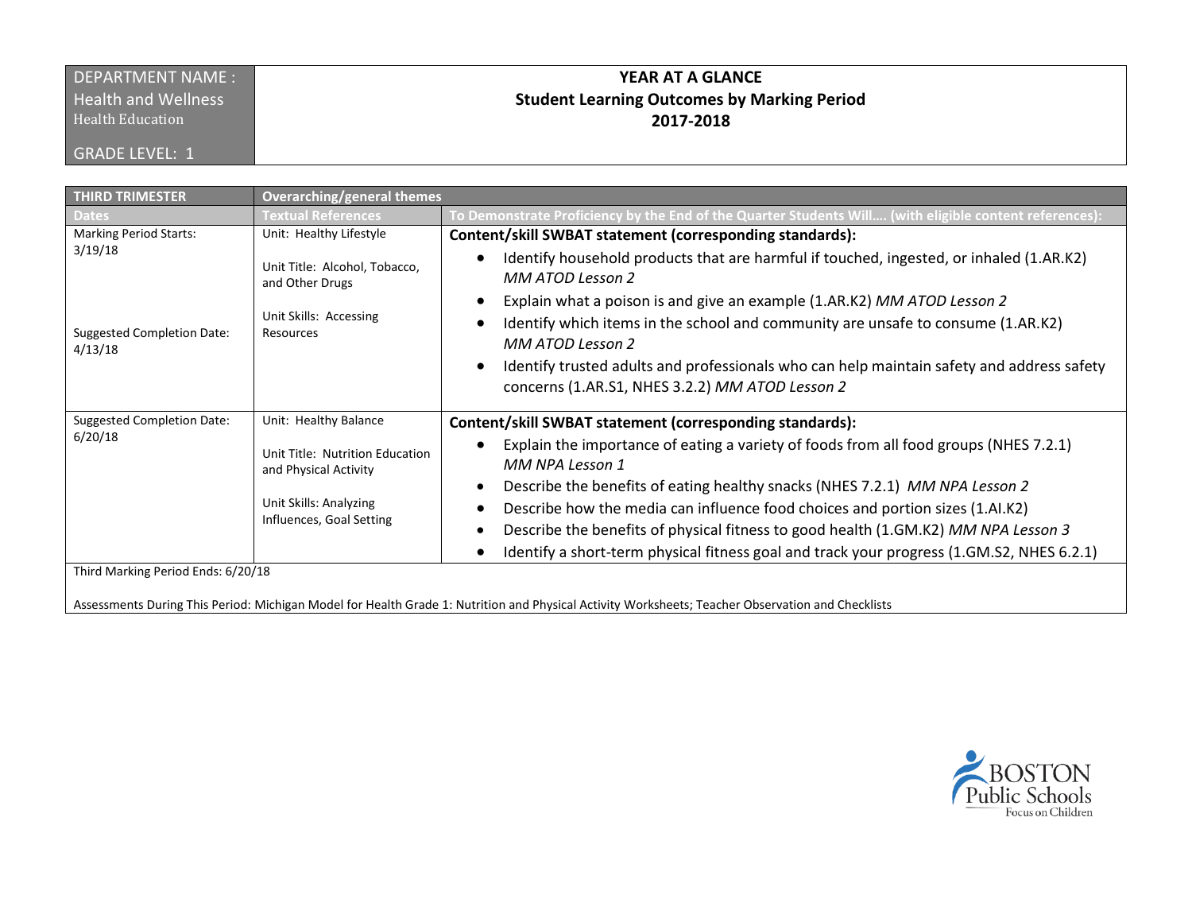| DEPARTMENT NAME : Health and Wellness Health Education GRADE LEVEL: 1 | YEAR AT A GLANCE Student Learning Outcomes by Marking Period 2017-2018 |
|---|---|

| THIRD TRIMESTER | Overarching/general themes | |
|---|---|---|
| **Dates** | **Textual References** | **To Demonstrate Proficiency by the End of the Quarter Students Will…. (with eligible content references):** |
| Marking Period Starts: 3/19/18<br><br>Suggested Completion Date: 4/13/18 | Unit: Healthy Lifestyle<br><br>Unit Title: Alcohol, Tobacco, and Other Drugs<br><br>Unit Skills: Accessing Resources | **Content/skill SWBAT statement (corresponding standards):**<br>• Identify household products that are harmful if touched, ingested, or inhaled (1.AR.K2) *MM ATOD Lesson 2*<br>• Explain what a poison is and give an example (1.AR.K2) *MM ATOD Lesson 2*<br>• Identify which items in the school and community are unsafe to consume (1.AR.K2) *MM ATOD Lesson 2*<br>• Identify trusted adults and professionals who can help maintain safety and address safety concerns (1.AR.S1, NHES 3.2.2) *MM ATOD Lesson 2* |
| Suggested Completion Date: 6/20/18 | Unit: Healthy Balance<br><br>Unit Title: Nutrition Education and Physical Activity<br><br>Unit Skills: Analyzing Influences, Goal Setting | **Content/skill SWBAT statement (corresponding standards):**<br>• Explain the importance of eating a variety of foods from all food groups (NHES 7.2.1) *MM NPA Lesson 1*<br>• Describe the benefits of eating healthy snacks (NHES 7.2.1) *MM NPA Lesson 2*<br>• Describe how the media can influence food choices and portion sizes (1.AI.K2)<br>• Describe the benefits of physical fitness to good health (1.GM.K2) *MM NPA Lesson 3*<br>• Identify a short-term physical fitness goal and track your progress (1.GM.S2, NHES 6.2.1) |
| Third Marking Period Ends: 6/20/18<br><br>Assessments During This Period: Michigan Model for Health Grade 1: Nutrition and Physical Activity Worksheets; Teacher Observation and Checklists | | |